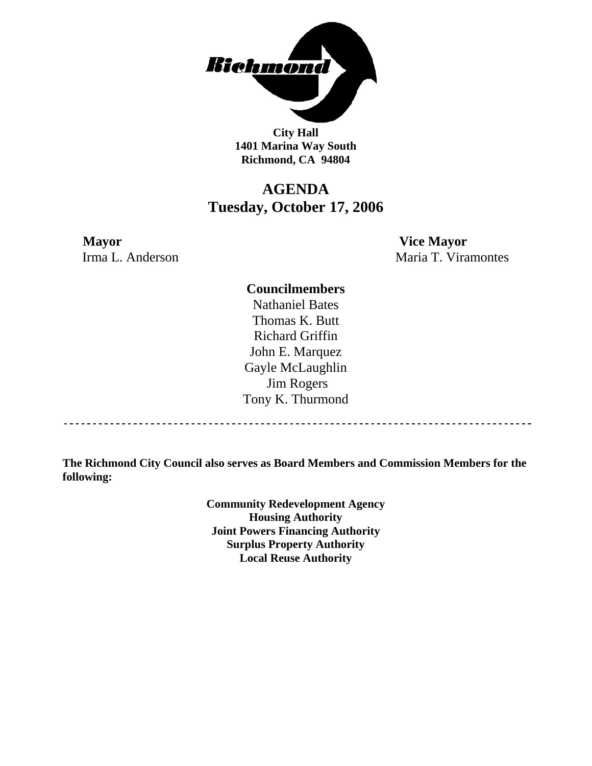**City Hall**
**1401 Marina Way South**
**Richmond, CA 94804**

# AGENDA
## Tuesday, October 17, 2006

**Mayor**
Irma L. Anderson

**Vice Mayor**
Maria T. Viramontes

**Councilmembers**

Nathaniel Bates
Thomas K. Butt
Richard Griffin
John E. Marquez
Gayle McLaughlin
Jim Rogers
Tony K. Thurmond

---

**The Richmond City Council also serves as Board Members and Commission Members for the following:**

**Community Redevelopment Agency**
**Housing Authority**
**Joint Powers Financing Authority**
**Surplus Property Authority**
**Local Reuse Authority**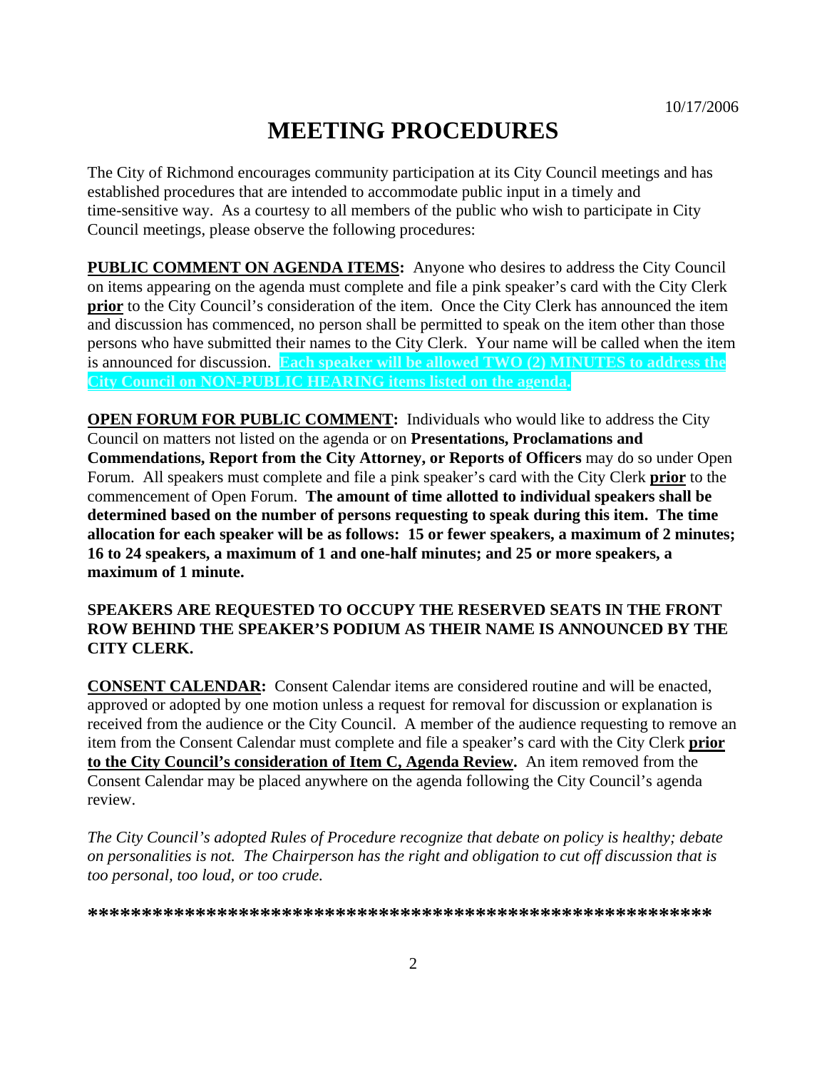10/17/2006

# MEETING PROCEDURES

The City of Richmond encourages community participation at its City Council meetings and has established procedures that are intended to accommodate public input in a timely and time-sensitive way. As a courtesy to all members of the public who wish to participate in City Council meetings, please observe the following procedures:

**PUBLIC COMMENT ON AGENDA ITEMS:** Anyone who desires to address the City Council on items appearing on the agenda must complete and file a pink speaker's card with the City Clerk **prior** to the City Council's consideration of the item. Once the City Clerk has announced the item and discussion has commenced, no person shall be permitted to speak on the item other than those persons who have submitted their names to the City Clerk. Your name will be called when the item is announced for discussion. **Each speaker will be allowed TWO (2) MINUTES to address the City Council on NON-PUBLIC HEARING items listed on the agenda.**

**OPEN FORUM FOR PUBLIC COMMENT:** Individuals who would like to address the City Council on matters not listed on the agenda or on **Presentations, Proclamations and Commendations, Report from the City Attorney, or Reports of Officers** may do so under Open Forum. All speakers must complete and file a pink speaker's card with the City Clerk **prior** to the commencement of Open Forum. **The amount of time allotted to individual speakers shall be determined based on the number of persons requesting to speak during this item. The time allocation for each speaker will be as follows: 15 or fewer speakers, a maximum of 2 minutes; 16 to 24 speakers, a maximum of 1 and one-half minutes; and 25 or more speakers, a maximum of 1 minute.**

**SPEAKERS ARE REQUESTED TO OCCUPY THE RESERVED SEATS IN THE FRONT ROW BEHIND THE SPEAKER'S PODIUM AS THEIR NAME IS ANNOUNCED BY THE CITY CLERK.**

**CONSENT CALENDAR:** Consent Calendar items are considered routine and will be enacted, approved or adopted by one motion unless a request for removal for discussion or explanation is received from the audience or the City Council. A member of the audience requesting to remove an item from the Consent Calendar must complete and file a speaker's card with the City Clerk **prior to the City Council's consideration of Item C, Agenda Review.** An item removed from the Consent Calendar may be placed anywhere on the agenda following the City Council's agenda review.

*The City Council's adopted Rules of Procedure recognize that debate on policy is healthy; debate on personalities is not. The Chairperson has the right and obligation to cut off discussion that is too personal, too loud, or too crude.*

**\*\*\*\*\*\*\*\*\*\*\*\*\*\*\*\*\*\*\*\*\*\*\*\*\*\*\*\*\*\*\*\*\*\*\*\*\*\*\*\*\*\*\*\*\*\*\*\*\*\*\*\*\*\*\*\*\*\*\***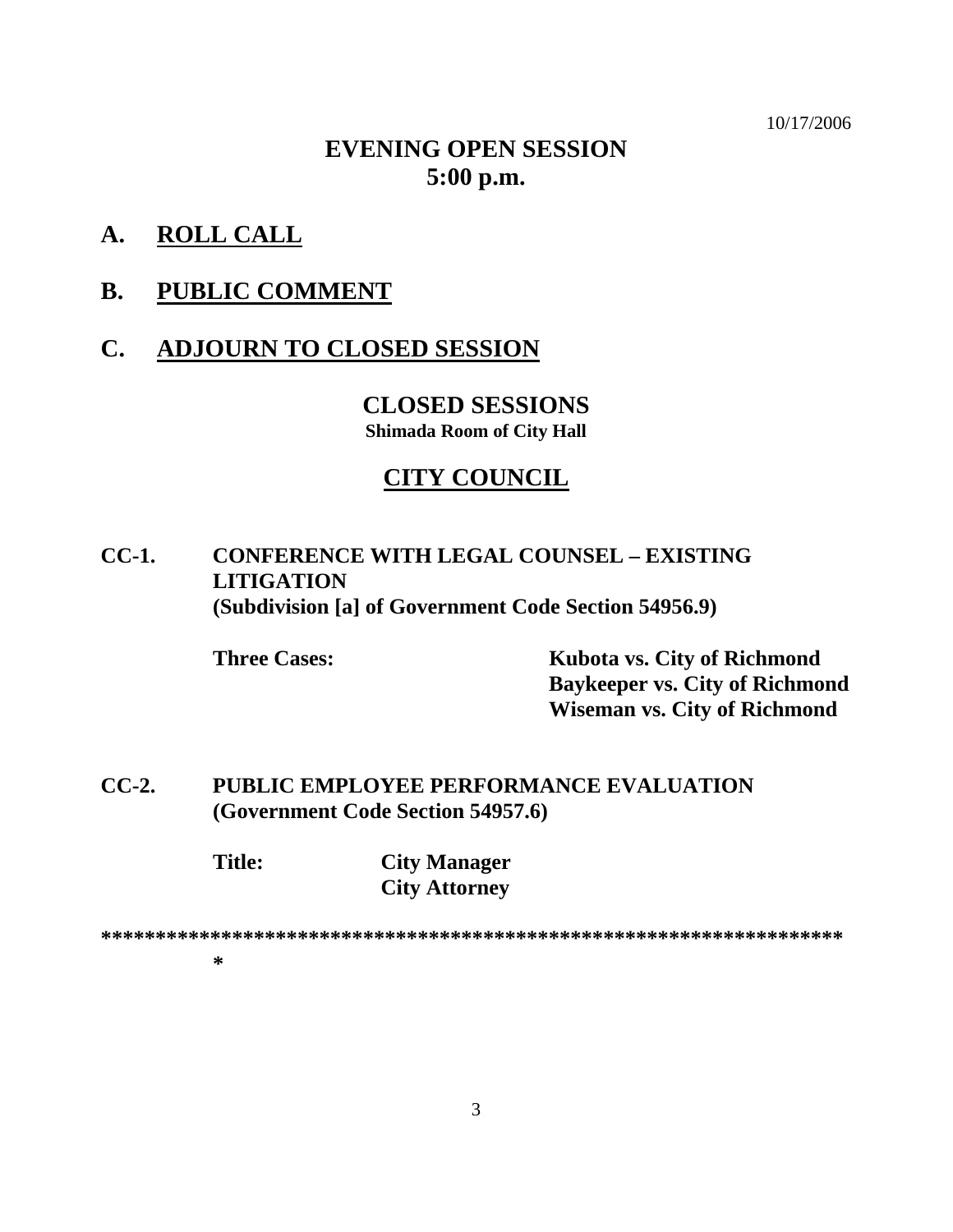10/17/2006

# EVENING OPEN SESSION
# 5:00 p.m.

## A. ROLL CALL

## B. PUBLIC COMMENT

## C. ADJOURN TO CLOSED SESSION

### CLOSED SESSIONS
**Shimada Room of City Hall**

### CITY COUNCIL

**CC-1. CONFERENCE WITH LEGAL COUNSEL – EXISTING LITIGATION (Subdivision [a] of Government Code Section 54956.9)**

**Three Cases:**
- **Kubota vs. City of Richmond**
- **Baykeeper vs. City of Richmond**
- **Wiseman vs. City of Richmond**

**CC-2. PUBLIC EMPLOYEE PERFORMANCE EVALUATION (Government Code Section 54957.6)**

**Title:**
- **City Manager**
- **City Attorney**

**********************************************************************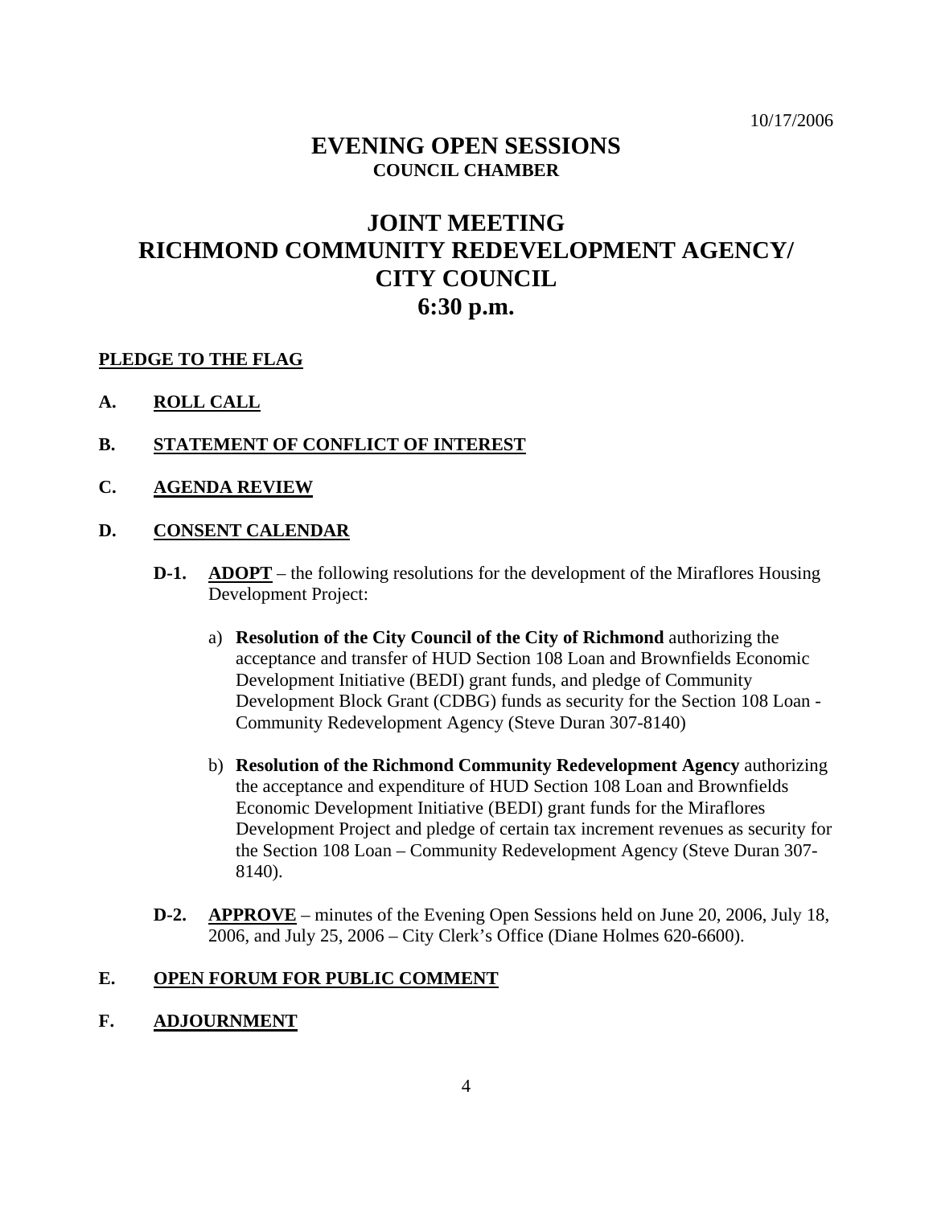10/17/2006

# EVENING OPEN SESSIONS

## COUNCIL CHAMBER

# JOINT MEETING
# RICHMOND COMMUNITY REDEVELOPMENT AGENCY/ CITY COUNCIL
# 6:30 p.m.

**PLEDGE TO THE FLAG**

**A. ROLL CALL**

**B. STATEMENT OF CONFLICT OF INTEREST**

**C. AGENDA REVIEW**

**D. CONSENT CALENDAR**

**D-1.** **ADOPT** – the following resolutions for the development of the Miraflores Housing Development Project:

a) **Resolution of the City Council of the City of Richmond** authorizing the acceptance and transfer of HUD Section 108 Loan and Brownfields Economic Development Initiative (BEDI) grant funds, and pledge of Community Development Block Grant (CDBG) funds as security for the Section 108 Loan - Community Redevelopment Agency (Steve Duran 307-8140)

b) **Resolution of the Richmond Community Redevelopment Agency** authorizing the acceptance and expenditure of HUD Section 108 Loan and Brownfields Economic Development Initiative (BEDI) grant funds for the Miraflores Development Project and pledge of certain tax increment revenues as security for the Section 108 Loan – Community Redevelopment Agency (Steve Duran 307-8140).

**D-2.** **APPROVE** – minutes of the Evening Open Sessions held on June 20, 2006, July 18, 2006, and July 25, 2006 – City Clerk's Office (Diane Holmes 620-6600).

**E. OPEN FORUM FOR PUBLIC COMMENT**

**F. ADJOURNMENT**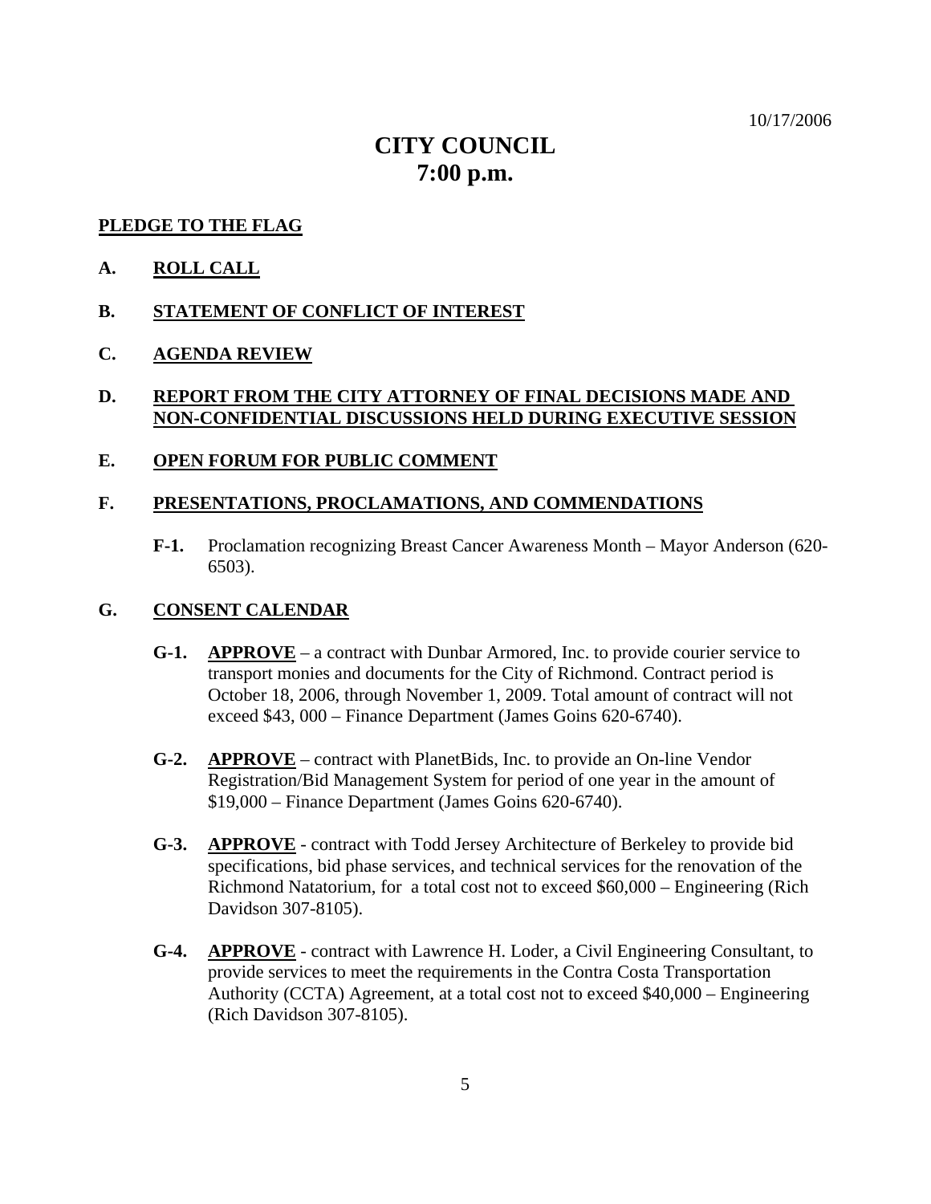10/17/2006

# CITY COUNCIL
# 7:00 p.m.

**PLEDGE TO THE FLAG**

**A. ROLL CALL**

**B. STATEMENT OF CONFLICT OF INTEREST**

**C. AGENDA REVIEW**

**D. REPORT FROM THE CITY ATTORNEY OF FINAL DECISIONS MADE AND NON-CONFIDENTIAL DISCUSSIONS HELD DURING EXECUTIVE SESSION**

**E. OPEN FORUM FOR PUBLIC COMMENT**

**F. PRESENTATIONS, PROCLAMATIONS, AND COMMENDATIONS**

**F-1.** Proclamation recognizing Breast Cancer Awareness Month – Mayor Anderson (620-6503).

**G. CONSENT CALENDAR**

**G-1.** **APPROVE** – a contract with Dunbar Armored, Inc. to provide courier service to transport monies and documents for the City of Richmond. Contract period is October 18, 2006, through November 1, 2009. Total amount of contract will not exceed $43, 000 – Finance Department (James Goins 620-6740).

**G-2.** **APPROVE** – contract with PlanetBids, Inc. to provide an On-line Vendor Registration/Bid Management System for period of one year in the amount of $19,000 – Finance Department (James Goins 620-6740).

**G-3.** **APPROVE** - contract with Todd Jersey Architecture of Berkeley to provide bid specifications, bid phase services, and technical services for the renovation of the Richmond Natatorium, for a total cost not to exceed $60,000 – Engineering (Rich Davidson 307-8105).

**G-4.** **APPROVE** - contract with Lawrence H. Loder, a Civil Engineering Consultant, to provide services to meet the requirements in the Contra Costa Transportation Authority (CCTA) Agreement, at a total cost not to exceed $40,000 – Engineering (Rich Davidson 307-8105).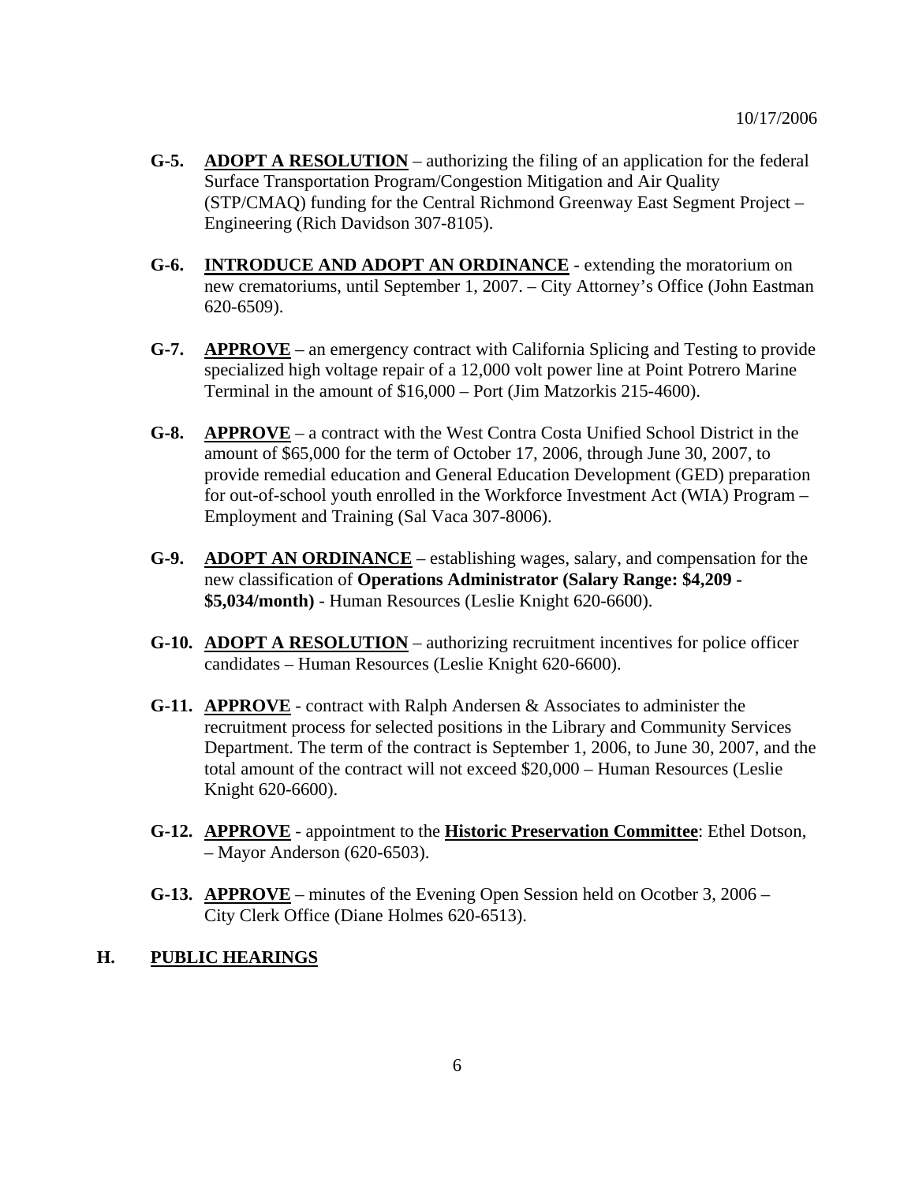10/17/2006

**G-5.** **ADOPT A RESOLUTION** – authorizing the filing of an application for the federal Surface Transportation Program/Congestion Mitigation and Air Quality (STP/CMAQ) funding for the Central Richmond Greenway East Segment Project – Engineering (Rich Davidson 307-8105).

**G-6.** **INTRODUCE AND ADOPT AN ORDINANCE** - extending the moratorium on new crematoriums, until September 1, 2007. – City Attorney's Office (John Eastman 620-6509).

**G-7.** **APPROVE** – an emergency contract with California Splicing and Testing to provide specialized high voltage repair of a 12,000 volt power line at Point Potrero Marine Terminal in the amount of $16,000 – Port (Jim Matzorkis 215-4600).

**G-8.** **APPROVE** – a contract with the West Contra Costa Unified School District in the amount of $65,000 for the term of October 17, 2006, through June 30, 2007, to provide remedial education and General Education Development (GED) preparation for out-of-school youth enrolled in the Workforce Investment Act (WIA) Program – Employment and Training (Sal Vaca 307-8006).

**G-9.** **ADOPT AN ORDINANCE** – establishing wages, salary, and compensation for the new classification of **Operations Administrator (Salary Range: $4,209 - $5,034/month)** - Human Resources (Leslie Knight 620-6600).

**G-10.** **ADOPT A RESOLUTION** – authorizing recruitment incentives for police officer candidates – Human Resources (Leslie Knight 620-6600).

**G-11.** **APPROVE** - contract with Ralph Andersen & Associates to administer the recruitment process for selected positions in the Library and Community Services Department. The term of the contract is September 1, 2006, to June 30, 2007, and the total amount of the contract will not exceed $20,000 – Human Resources (Leslie Knight 620-6600).

**G-12.** **APPROVE** - appointment to the **Historic Preservation Committee**: Ethel Dotson, – Mayor Anderson (620-6503).

**G-13.** **APPROVE** – minutes of the Evening Open Session held on Ocotber 3, 2006 – City Clerk Office (Diane Holmes 620-6513).

## H. PUBLIC HEARINGS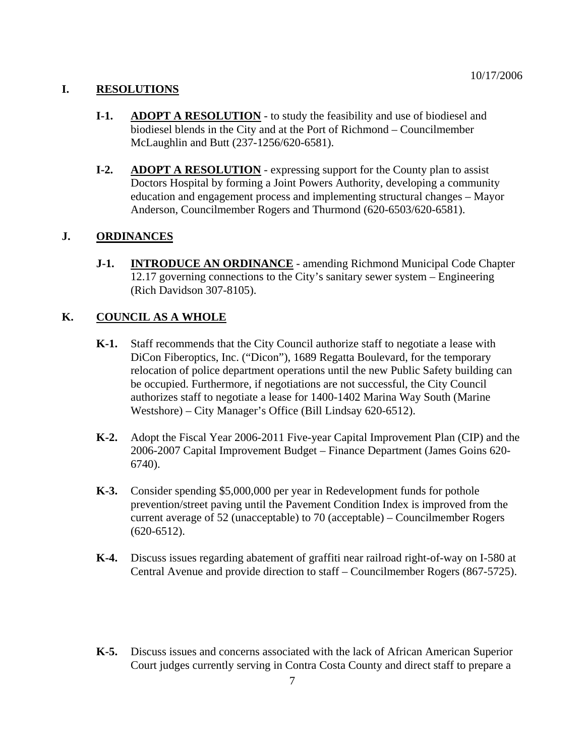10/17/2006

## I. RESOLUTIONS

**I-1.** **ADOPT A RESOLUTION** - to study the feasibility and use of biodiesel and biodiesel blends in the City and at the Port of Richmond – Councilmember McLaughlin and Butt (237-1256/620-6581).

**I-2.** **ADOPT A RESOLUTION** - expressing support for the County plan to assist Doctors Hospital by forming a Joint Powers Authority, developing a community education and engagement process and implementing structural changes – Mayor Anderson, Councilmember Rogers and Thurmond (620-6503/620-6581).

## J. ORDINANCES

**J-1.** **INTRODUCE AN ORDINANCE** - amending Richmond Municipal Code Chapter 12.17 governing connections to the City's sanitary sewer system – Engineering (Rich Davidson 307-8105).

## K. COUNCIL AS A WHOLE

**K-1.** Staff recommends that the City Council authorize staff to negotiate a lease with DiCon Fiberoptics, Inc. ("Dicon"), 1689 Regatta Boulevard, for the temporary relocation of police department operations until the new Public Safety building can be occupied. Furthermore, if negotiations are not successful, the City Council authorizes staff to negotiate a lease for 1400-1402 Marina Way South (Marine Westshore) – City Manager's Office (Bill Lindsay 620-6512).

**K-2.** Adopt the Fiscal Year 2006-2011 Five-year Capital Improvement Plan (CIP) and the 2006-2007 Capital Improvement Budget – Finance Department (James Goins 620-6740).

**K-3.** Consider spending $5,000,000 per year in Redevelopment funds for pothole prevention/street paving until the Pavement Condition Index is improved from the current average of 52 (unacceptable) to 70 (acceptable) – Councilmember Rogers (620-6512).

**K-4.** Discuss issues regarding abatement of graffiti near railroad right-of-way on I-580 at Central Avenue and provide direction to staff – Councilmember Rogers (867-5725).

**K-5.** Discuss issues and concerns associated with the lack of African American Superior Court judges currently serving in Contra Costa County and direct staff to prepare a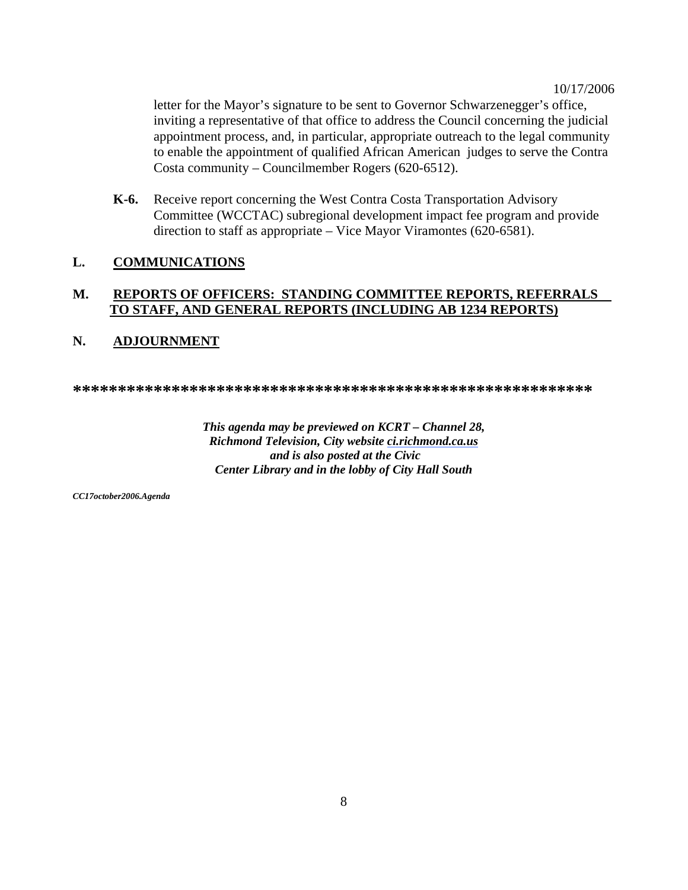letter for the Mayor's signature to be sent to Governor Schwarzenegger's office, inviting a representative of that office to address the Council concerning the judicial appointment process, and, in particular, appropriate outreach to the legal community to enable the appointment of qualified African American judges to serve the Contra Costa community – Councilmember Rogers (620-6512).

**K-6.** Receive report concerning the West Contra Costa Transportation Advisory Committee (WCCTAC) subregional development impact fee program and provide direction to staff as appropriate – Vice Mayor Viramontes (620-6581).

## L. COMMUNICATIONS

## M. REPORTS OF OFFICERS: STANDING COMMITTEE REPORTS, REFERRALS TO STAFF, AND GENERAL REPORTS (INCLUDING AB 1234 REPORTS)

## N. ADJOURNMENT

**\*\*\*\*\*\*\*\*\*\*\*\*\*\*\*\*\*\*\*\*\*\*\*\*\*\*\*\*\*\*\*\*\*\*\*\*\*\*\*\*\*\*\*\*\*\*\*\*\*\*\*\*\*\*\*\*\*\*\***

***This agenda may be previewed on KCRT – Channel 28, Richmond Television, City website ci.richmond.ca.us and is also posted at the Civic Center Library and in the lobby of City Hall South***

***CC17october2006.Agenda***